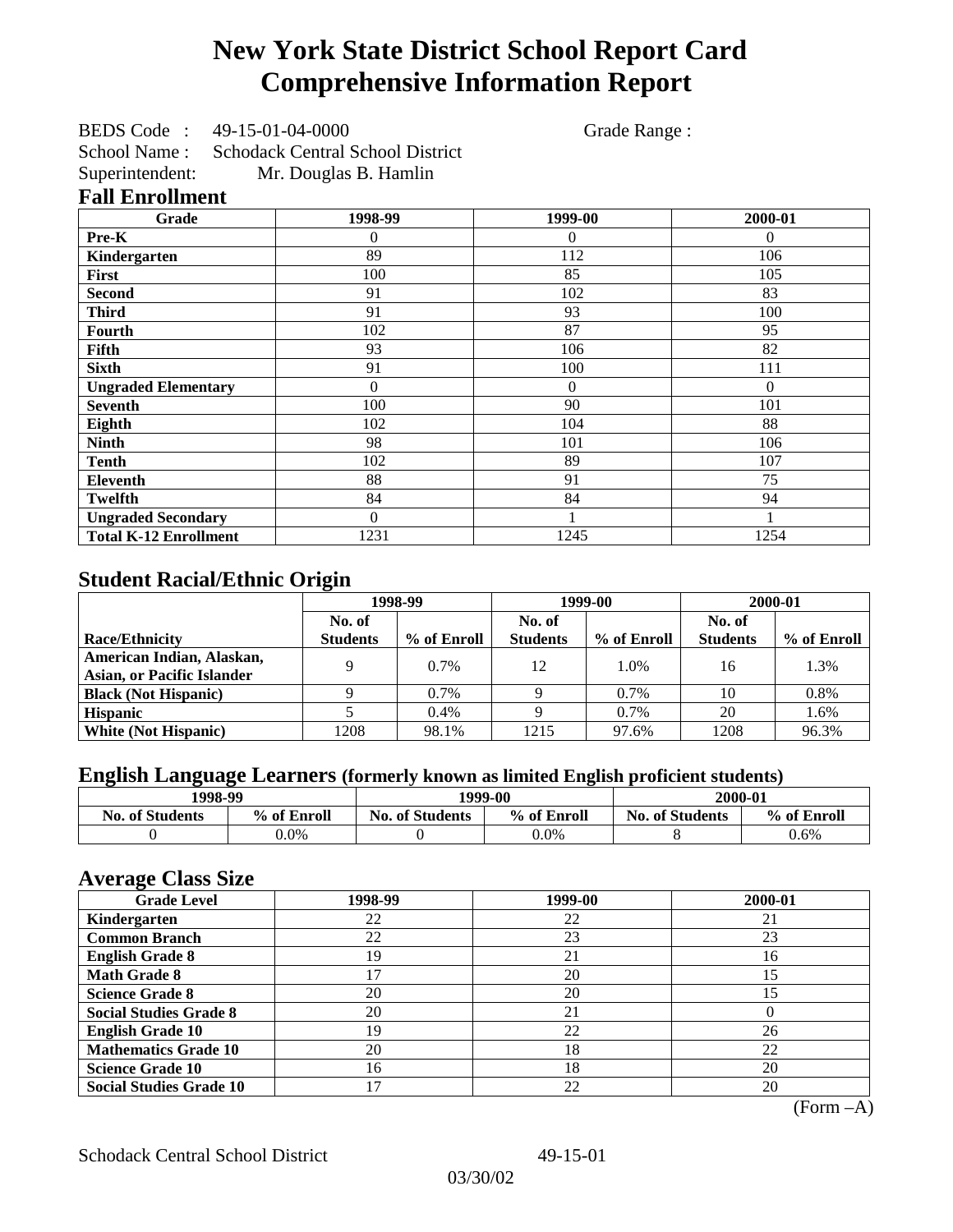# New York State District School Report Card
# Comprehensive Information Report

BEDS Code : 49-15-01-04-0000 Grade Range :

School Name : Schodack Central School District

Superintendent: Mr. Douglas B. Hamlin

## Fall Enrollment

| Grade | 1998-99 | 1999-00 | 2000-01 |
|---|---|---|---|
| Pre-K | 0 | 0 | 0 |
| Kindergarten | 89 | 112 | 106 |
| First | 100 | 85 | 105 |
| Second | 91 | 102 | 83 |
| Third | 91 | 93 | 100 |
| Fourth | 102 | 87 | 95 |
| Fifth | 93 | 106 | 82 |
| Sixth | 91 | 100 | 111 |
| Ungraded Elementary | 0 | 0 | 0 |
| Seventh | 100 | 90 | 101 |
| Eighth | 102 | 104 | 88 |
| Ninth | 98 | 101 | 106 |
| Tenth | 102 | 89 | 107 |
| Eleventh | 88 | 91 | 75 |
| Twelfth | 84 | 84 | 94 |
| Ungraded Secondary | 0 | 1 | 1 |
| Total K-12 Enrollment | 1231 | 1245 | 1254 |

## Student Racial/Ethnic Origin

| | 1998-99 | | 1999-00 | | 2000-01 | |
|---|---|---|---|---|---|---|
| Race/Ethnicity | No. of Students | % of Enroll | No. of Students | % of Enroll | No. of Students | % of Enroll |
| American Indian, Alaskan, Asian, or Pacific Islander | 9 | 0.7% | 12 | 1.0% | 16 | 1.3% |
| Black (Not Hispanic) | 9 | 0.7% | 9 | 0.7% | 10 | 0.8% |
| Hispanic | 5 | 0.4% | 9 | 0.7% | 20 | 1.6% |
| White (Not Hispanic) | 1208 | 98.1% | 1215 | 97.6% | 1208 | 96.3% |

## English Language Learners (formerly known as limited English proficient students)

| 1998-99 | | 1999-00 | | 2000-01 | |
|---|---|---|---|---|---|
| No. of Students | % of Enroll | No. of Students | % of Enroll | No. of Students | % of Enroll |
| 0 | 0.0% | 0 | 0.0% | 8 | 0.6% |

## Average Class Size

| Grade Level | 1998-99 | 1999-00 | 2000-01 |
|---|---|---|---|
| Kindergarten | 22 | 22 | 21 |
| Common Branch | 22 | 23 | 23 |
| English Grade 8 | 19 | 21 | 16 |
| Math Grade 8 | 17 | 20 | 15 |
| Science Grade 8 | 20 | 20 | 15 |
| Social Studies Grade 8 | 20 | 21 | 0 |
| English Grade 10 | 19 | 22 | 26 |
| Mathematics Grade 10 | 20 | 18 | 22 |
| Science Grade 10 | 16 | 18 | 20 |
| Social Studies Grade 10 | 17 | 22 | 20 |

(Form –A)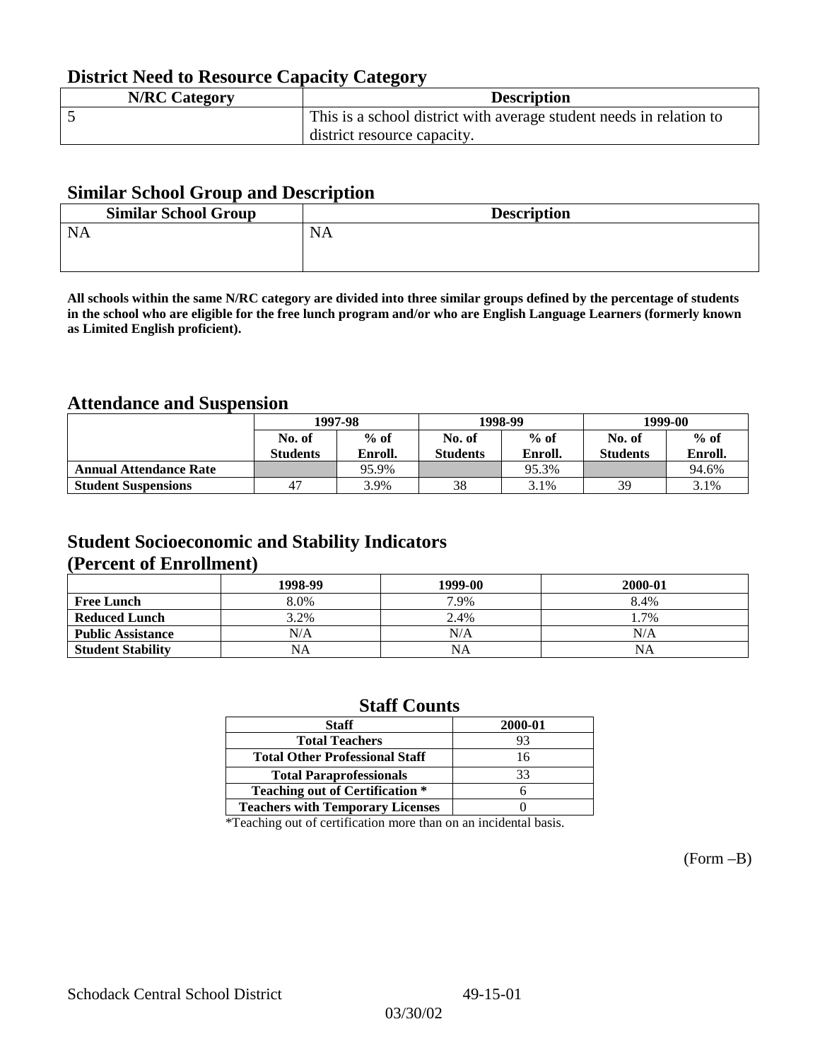## District Need to Resource Capacity Category

| N/RC Category | Description |
|---|---|
| 5 | This is a school district with average student needs in relation to district resource capacity. |

## Similar School Group and Description

| Similar School Group | Description |
|---|---|
| NA | NA |

**All schools within the same N/RC category are divided into three similar groups defined by the percentage of students in the school who are eligible for the free lunch program and/or who are English Language Learners (formerly known as Limited English proficient).**

## Attendance and Suspension

| | 1997-98 | | 1998-99 | | 1999-00 | |
|---|---|---|---|---|---|---|
| | No. of Students | % of Enroll. | No. of Students | % of Enroll. | No. of Students | % of Enroll. |
| **Annual Attendance Rate** | | 95.9% | | 95.3% | | 94.6% |
| **Student Suspensions** | 47 | 3.9% | 38 | 3.1% | 39 | 3.1% |

## Student Socioeconomic and Stability Indicators (Percent of Enrollment)

| | 1998-99 | 1999-00 | 2000-01 |
|---|---|---|---|
| **Free Lunch** | 8.0% | 7.9% | 8.4% |
| **Reduced Lunch** | 3.2% | 2.4% | 1.7% |
| **Public Assistance** | N/A | N/A | N/A |
| **Student Stability** | NA | NA | NA |

## Staff Counts

| Staff | 2000-01 |
|---|---|
| Total Teachers | 93 |
| Total Other Professional Staff | 16 |
| Total Paraprofessionals | 33 |
| Teaching out of Certification * | 6 |
| Teachers with Temporary Licenses | 0 |

*Teaching out of certification more than on an incidental basis.

(Form –B)

Schodack Central School District 49-15-01

03/30/02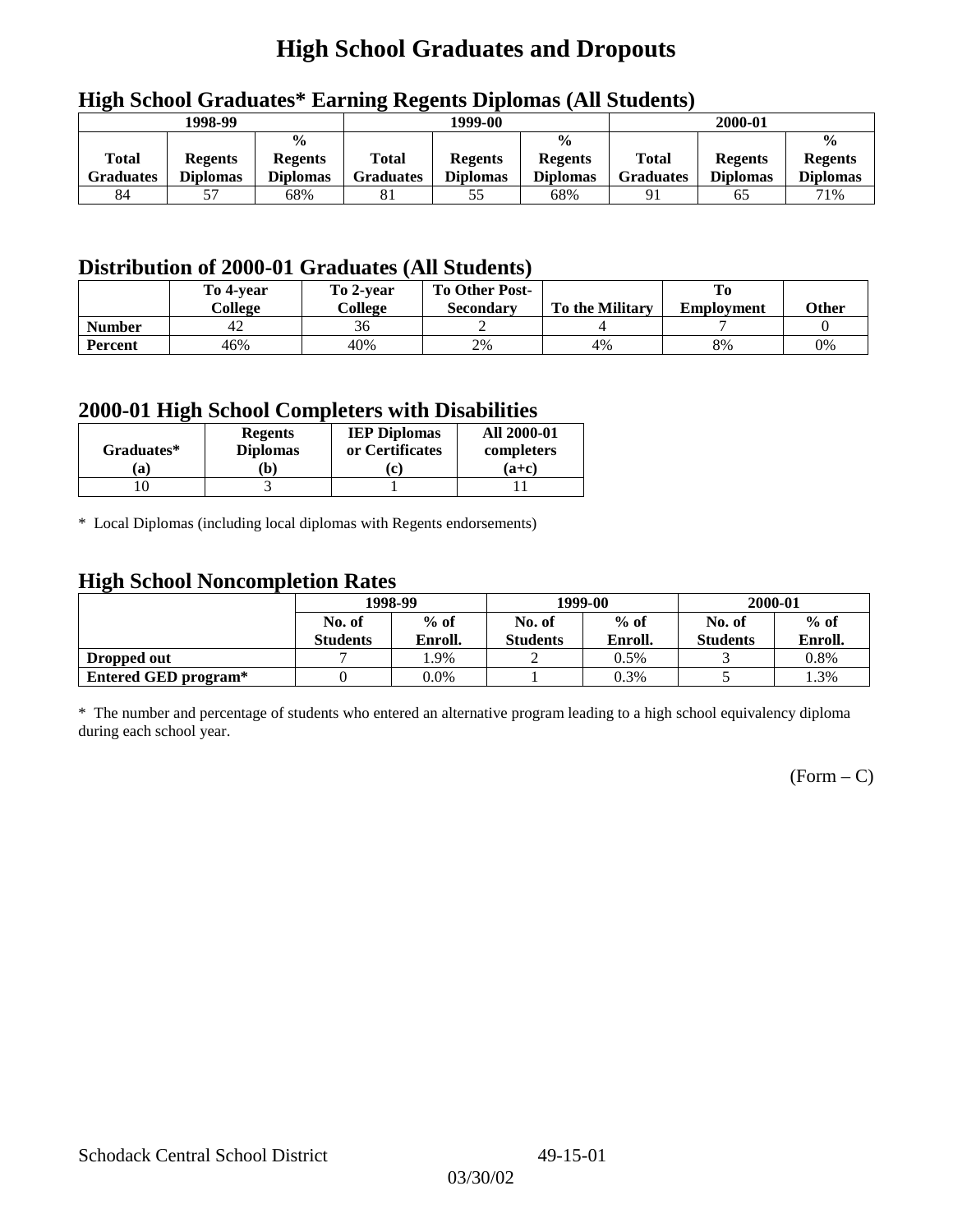# High School Graduates and Dropouts

## High School Graduates* Earning Regents Diplomas (All Students)

| 1998-99 | | | 1999-00 | | | 2000-01 | | |
|---|---|---|---|---|---|---|---|---|
| Total Graduates | Regents Diplomas | % Regents Diplomas | Total Graduates | Regents Diplomas | % Regents Diplomas | Total Graduates | Regents Diplomas | % Regents Diplomas |
| 84 | 57 | 68% | 81 | 55 | 68% | 91 | 65 | 71% |

## Distribution of 2000-01 Graduates (All Students)

| | To 4-year College | To 2-year College | To Other Post-Secondary | To the Military | To Employment | Other |
|---|---|---|---|---|---|---|
| **Number** | 42 | 36 | 2 | 4 | 7 | 0 |
| **Percent** | 46% | 40% | 2% | 4% | 8% | 0% |

## 2000-01 High School Completers with Disabilities

| Graduates* (a) | Regents Diplomas (b) | IEP Diplomas or Certificates (c) | All 2000-01 completers (a+c) |
|---|---|---|---|
| 10 | 3 | 1 | 11 |

* Local Diplomas (including local diplomas with Regents endorsements)

## High School Noncompletion Rates

| | 1998-99 | | 1999-00 | | 2000-01 | |
|---|---|---|---|---|---|---|
| | No. of Students | % of Enroll. | No. of Students | % of Enroll. | No. of Students | % of Enroll. |
| **Dropped out** | 7 | 1.9% | 2 | 0.5% | 3 | 0.8% |
| **Entered GED program*** | 0 | 0.0% | 1 | 0.3% | 5 | 1.3% |

* The number and percentage of students who entered an alternative program leading to a high school equivalency diploma during each school year.

(Form – C)

Schodack Central School District 49-15-01

03/30/02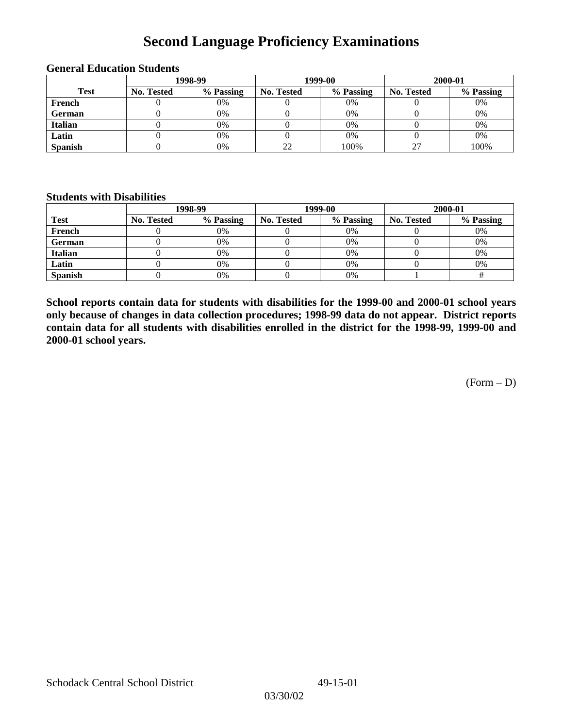# Second Language Proficiency Examinations

### General Education Students

| Test | 1998-99 | | 1999-00 | | 2000-01 | |
|---|---|---|---|---|---|---|
| | No. Tested | % Passing | No. Tested | % Passing | No. Tested | % Passing |
| French | 0 | 0% | 0 | 0% | 0 | 0% |
| German | 0 | 0% | 0 | 0% | 0 | 0% |
| Italian | 0 | 0% | 0 | 0% | 0 | 0% |
| Latin | 0 | 0% | 0 | 0% | 0 | 0% |
| Spanish | 0 | 0% | 22 | 100% | 27 | 100% |

### Students with Disabilities

| Test | 1998-99 | | 1999-00 | | 2000-01 | |
|---|---|---|---|---|---|---|
| | No. Tested | % Passing | No. Tested | % Passing | No. Tested | % Passing |
| French | 0 | 0% | 0 | 0% | 0 | 0% |
| German | 0 | 0% | 0 | 0% | 0 | 0% |
| Italian | 0 | 0% | 0 | 0% | 0 | 0% |
| Latin | 0 | 0% | 0 | 0% | 0 | 0% |
| Spanish | 0 | 0% | 0 | 0% | 1 | # |

**School reports contain data for students with disabilities for the 1999-00 and 2000-01 school years only because of changes in data collection procedures; 1998-99 data do not appear. District reports contain data for all students with disabilities enrolled in the district for the 1998-99, 1999-00 and 2000-01 school years.**

(Form – D)

Schodack Central School District 49-15-01

03/30/02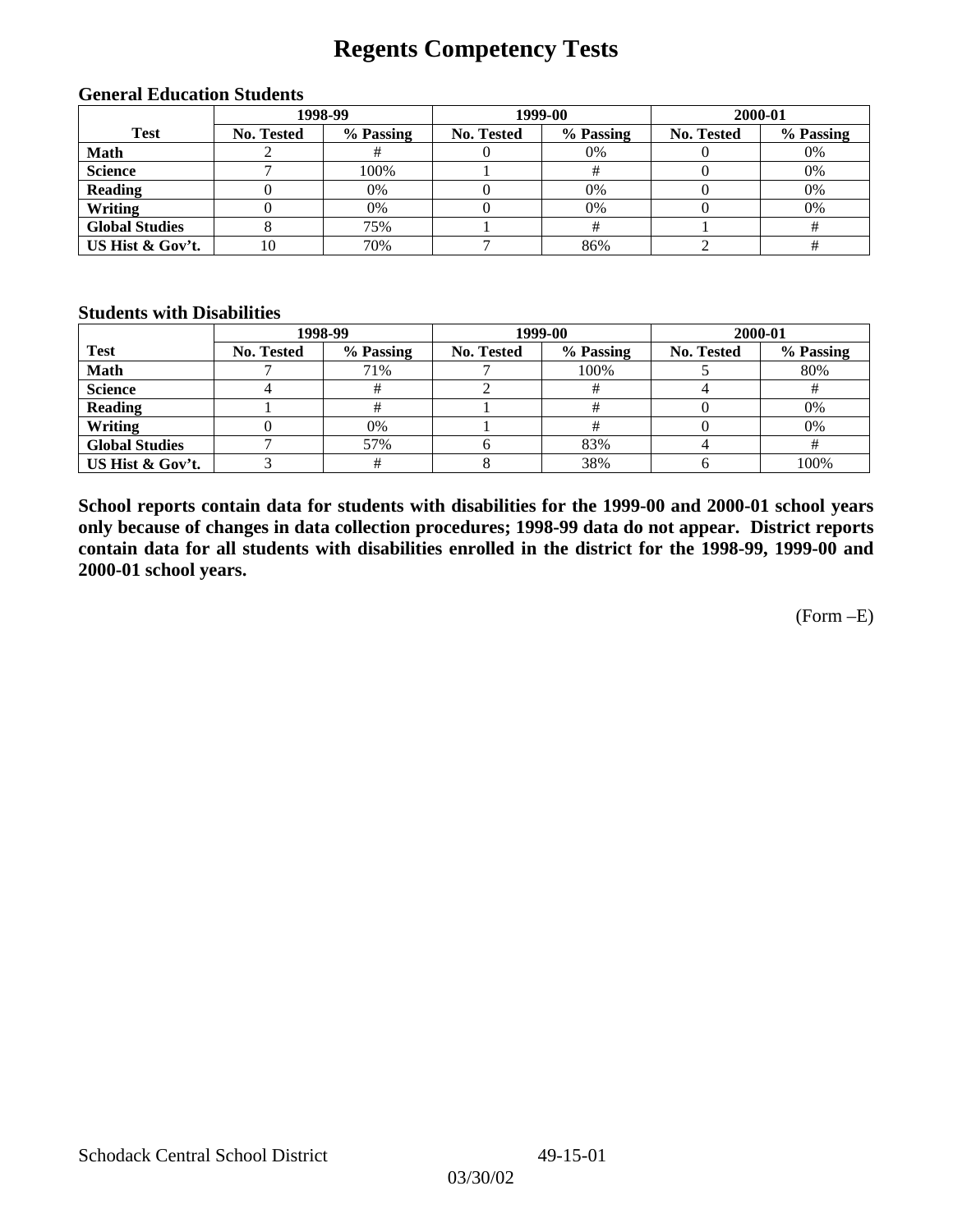# Regents Competency Tests

### General Education Students

| Test | 1998-99 | | 1999-00 | | 2000-01 | |
|---|---|---|---|---|---|---|
| | No. Tested | % Passing | No. Tested | % Passing | No. Tested | % Passing |
| **Math** | 2 | # | 0 | 0% | 0 | 0% |
| **Science** | 7 | 100% | 1 | # | 0 | 0% |
| **Reading** | 0 | 0% | 0 | 0% | 0 | 0% |
| **Writing** | 0 | 0% | 0 | 0% | 0 | 0% |
| **Global Studies** | 8 | 75% | 1 | # | 1 | # |
| **US Hist & Gov't.** | 10 | 70% | 7 | 86% | 2 | # |

### Students with Disabilities

| Test | 1998-99 | | 1999-00 | | 2000-01 | |
|---|---|---|---|---|---|---|
| | No. Tested | % Passing | No. Tested | % Passing | No. Tested | % Passing |
| **Math** | 7 | 71% | 7 | 100% | 5 | 80% |
| **Science** | 4 | # | 2 | # | 4 | # |
| **Reading** | 1 | # | 1 | # | 0 | 0% |
| **Writing** | 0 | 0% | 1 | # | 0 | 0% |
| **Global Studies** | 7 | 57% | 6 | 83% | 4 | # |
| **US Hist & Gov't.** | 3 | # | 8 | 38% | 6 | 100% |

**School reports contain data for students with disabilities for the 1999-00 and 2000-01 school years only because of changes in data collection procedures; 1998-99 data do not appear. District reports contain data for all students with disabilities enrolled in the district for the 1998-99, 1999-00 and 2000-01 school years.**

(Form –E)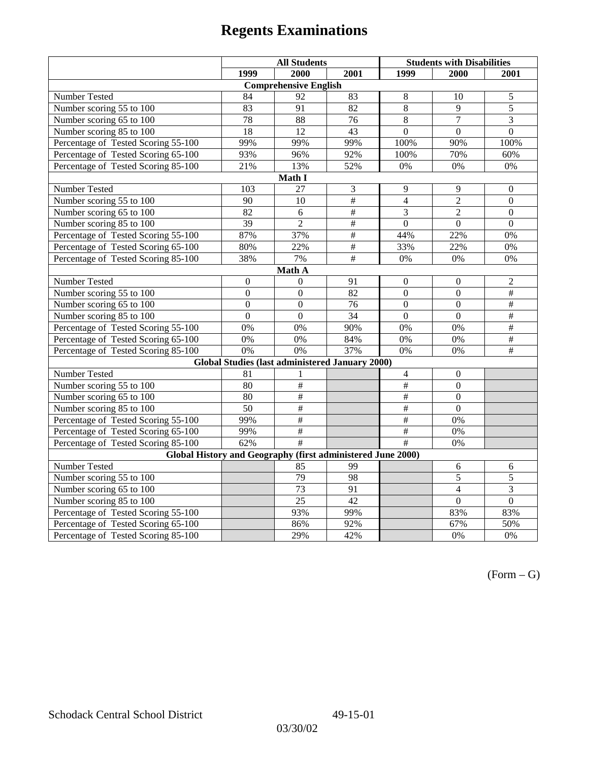# Regents Examinations

| | All Students | | | Students with Disabilities | | |
|---|---|---|---|---|---|---|
| | 1999 | 2000 | 2001 | 1999 | 2000 | 2001 |
| **Comprehensive English** | | | | | | |
| Number Tested | 84 | 92 | 83 | 8 | 10 | 5 |
| Number scoring 55 to 100 | 83 | 91 | 82 | 8 | 9 | 5 |
| Number scoring 65 to 100 | 78 | 88 | 76 | 8 | 7 | 3 |
| Number scoring 85 to 100 | 18 | 12 | 43 | 0 | 0 | 0 |
| Percentage of Tested Scoring 55-100 | 99% | 99% | 99% | 100% | 90% | 100% |
| Percentage of Tested Scoring 65-100 | 93% | 96% | 92% | 100% | 70% | 60% |
| Percentage of Tested Scoring 85-100 | 21% | 13% | 52% | 0% | 0% | 0% |
| **Math I** | | | | | | |
| Number Tested | 103 | 27 | 3 | 9 | 9 | 0 |
| Number scoring 55 to 100 | 90 | 10 | # | 4 | 2 | 0 |
| Number scoring 65 to 100 | 82 | 6 | # | 3 | 2 | 0 |
| Number scoring 85 to 100 | 39 | 2 | # | 0 | 0 | 0 |
| Percentage of Tested Scoring 55-100 | 87% | 37% | # | 44% | 22% | 0% |
| Percentage of Tested Scoring 65-100 | 80% | 22% | # | 33% | 22% | 0% |
| Percentage of Tested Scoring 85-100 | 38% | 7% | # | 0% | 0% | 0% |
| **Math A** | | | | | | |
| Number Tested | 0 | 0 | 91 | 0 | 0 | 2 |
| Number scoring 55 to 100 | 0 | 0 | 82 | 0 | 0 | # |
| Number scoring 65 to 100 | 0 | 0 | 76 | 0 | 0 | # |
| Number scoring 85 to 100 | 0 | 0 | 34 | 0 | 0 | # |
| Percentage of Tested Scoring 55-100 | 0% | 0% | 90% | 0% | 0% | # |
| Percentage of Tested Scoring 65-100 | 0% | 0% | 84% | 0% | 0% | # |
| Percentage of Tested Scoring 85-100 | 0% | 0% | 37% | 0% | 0% | # |
| **Global Studies (last administered January 2000)** | | | | | | |
| Number Tested | 81 | 1 | | 4 | 0 | |
| Number scoring 55 to 100 | 80 | # | | # | 0 | |
| Number scoring 65 to 100 | 80 | # | | # | 0 | |
| Number scoring 85 to 100 | 50 | # | | # | 0 | |
| Percentage of Tested Scoring 55-100 | 99% | # | | # | 0% | |
| Percentage of Tested Scoring 65-100 | 99% | # | | # | 0% | |
| Percentage of Tested Scoring 85-100 | 62% | # | | # | 0% | |
| **Global History and Geography (first administered June 2000)** | | | | | | |
| Number Tested | | 85 | 99 | | 6 | 6 |
| Number scoring 55 to 100 | | 79 | 98 | | 5 | 5 |
| Number scoring 65 to 100 | | 73 | 91 | | 4 | 3 |
| Number scoring 85 to 100 | | 25 | 42 | | 0 | 0 |
| Percentage of Tested Scoring 55-100 | | 93% | 99% | | 83% | 83% |
| Percentage of Tested Scoring 65-100 | | 86% | 92% | | 67% | 50% |
| Percentage of Tested Scoring 85-100 | | 29% | 42% | | 0% | 0% |

(Form – G)

Schodack Central School District 49-15-01

03/30/02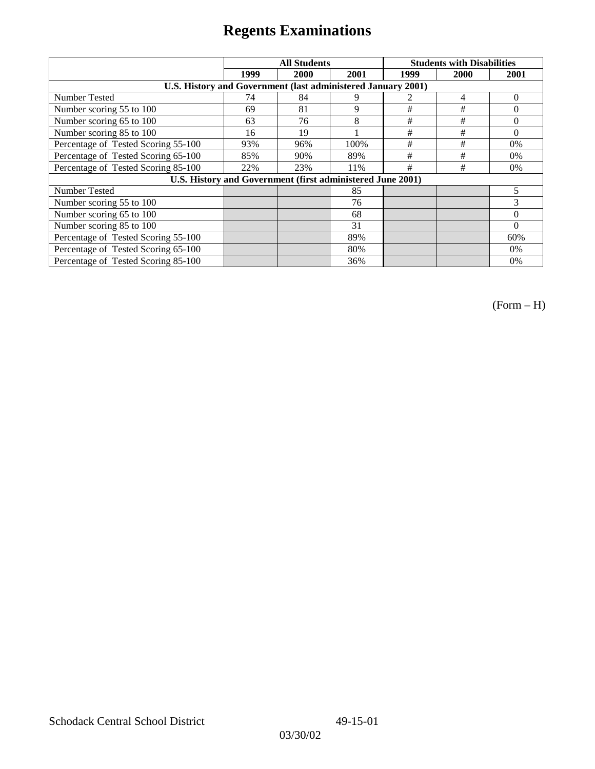# Regents Examinations

| | All Students | | | Students with Disabilities | | |
|---|---|---|---|---|---|---|
| | 1999 | 2000 | 2001 | 1999 | 2000 | 2001 |
| **U.S. History and Government (last administered January 2001)** | | | | | | |
| Number Tested | 74 | 84 | 9 | 2 | 4 | 0 |
| Number scoring 55 to 100 | 69 | 81 | 9 | # | # | 0 |
| Number scoring 65 to 100 | 63 | 76 | 8 | # | # | 0 |
| Number scoring 85 to 100 | 16 | 19 | 1 | # | # | 0 |
| Percentage of Tested Scoring 55-100 | 93% | 96% | 100% | # | # | 0% |
| Percentage of Tested Scoring 65-100 | 85% | 90% | 89% | # | # | 0% |
| Percentage of Tested Scoring 85-100 | 22% | 23% | 11% | # | # | 0% |
| **U.S. History and Government (first administered June 2001)** | | | | | | |
| Number Tested | | | 85 | | | 5 |
| Number scoring 55 to 100 | | | 76 | | | 3 |
| Number scoring 65 to 100 | | | 68 | | | 0 |
| Number scoring 85 to 100 | | | 31 | | | 0 |
| Percentage of Tested Scoring 55-100 | | | 89% | | | 60% |
| Percentage of Tested Scoring 65-100 | | | 80% | | | 0% |
| Percentage of Tested Scoring 85-100 | | | 36% | | | 0% |

(Form – H)

Schodack Central School District 49-15-01

03/30/02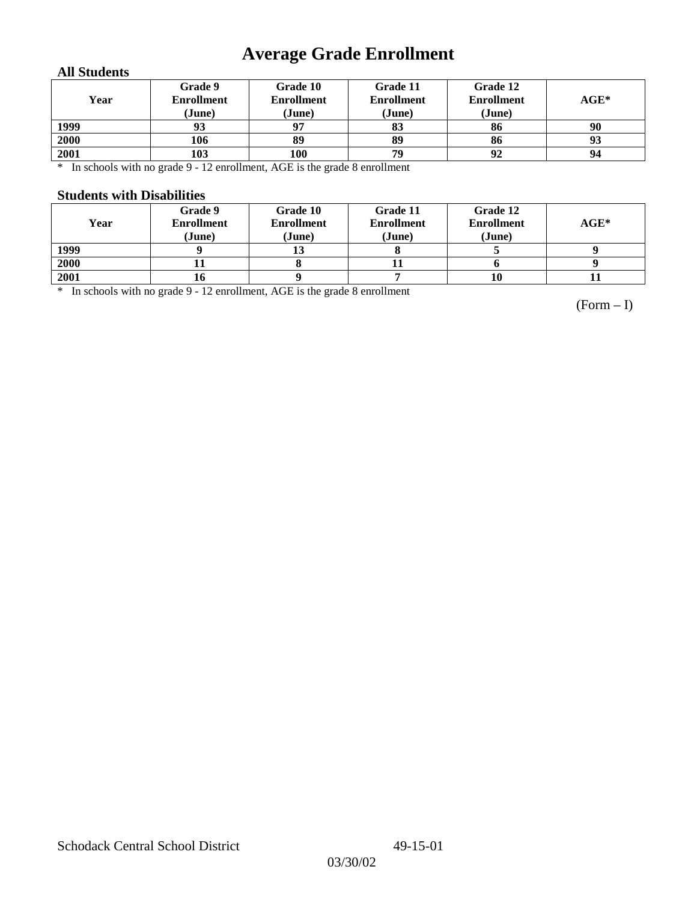# Average Grade Enrollment

### All Students

| Year | Grade 9 Enrollment (June) | Grade 10 Enrollment (June) | Grade 11 Enrollment (June) | Grade 12 Enrollment (June) | AGE* |
|---|---|---|---|---|---|
| 1999 | 93 | 97 | 83 | 86 | 90 |
| 2000 | 106 | 89 | 89 | 86 | 93 |
| 2001 | 103 | 100 | 79 | 92 | 94 |

* In schools with no grade 9 - 12 enrollment, AGE is the grade 8 enrollment

### Students with Disabilities

| Year | Grade 9 Enrollment (June) | Grade 10 Enrollment (June) | Grade 11 Enrollment (June) | Grade 12 Enrollment (June) | AGE* |
|---|---|---|---|---|---|
| 1999 | 9 | 13 | 8 | 5 | 9 |
| 2000 | 11 | 8 | 11 | 6 | 9 |
| 2001 | 16 | 9 | 7 | 10 | 11 |

* In schools with no grade 9 - 12 enrollment, AGE is the grade 8 enrollment

(Form – I)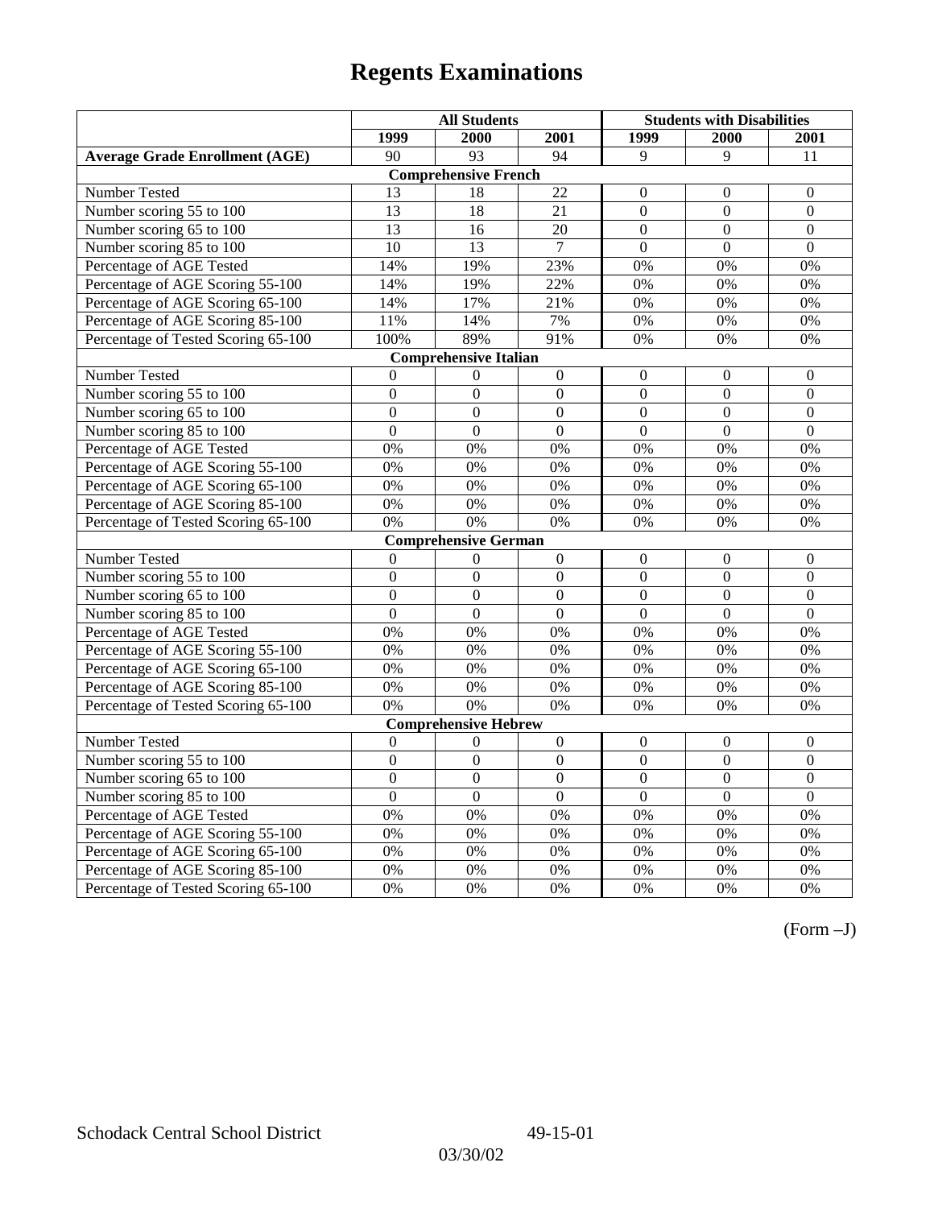# Regents Examinations

| | All Students | | | Students with Disabilities | | |
|---|---|---|---|---|---|---|
| | 1999 | 2000 | 2001 | 1999 | 2000 | 2001 |
| **Average Grade Enrollment (AGE)** | 90 | 93 | 94 | 9 | 9 | 11 |
| **Comprehensive French** | | | | | | |
| Number Tested | 13 | 18 | 22 | 0 | 0 | 0 |
| Number scoring 55 to 100 | 13 | 18 | 21 | 0 | 0 | 0 |
| Number scoring 65 to 100 | 13 | 16 | 20 | 0 | 0 | 0 |
| Number scoring 85 to 100 | 10 | 13 | 7 | 0 | 0 | 0 |
| Percentage of AGE Tested | 14% | 19% | 23% | 0% | 0% | 0% |
| Percentage of AGE Scoring 55-100 | 14% | 19% | 22% | 0% | 0% | 0% |
| Percentage of AGE Scoring 65-100 | 14% | 17% | 21% | 0% | 0% | 0% |
| Percentage of AGE Scoring 85-100 | 11% | 14% | 7% | 0% | 0% | 0% |
| Percentage of Tested Scoring 65-100 | 100% | 89% | 91% | 0% | 0% | 0% |
| **Comprehensive Italian** | | | | | | |
| Number Tested | 0 | 0 | 0 | 0 | 0 | 0 |
| Number scoring 55 to 100 | 0 | 0 | 0 | 0 | 0 | 0 |
| Number scoring 65 to 100 | 0 | 0 | 0 | 0 | 0 | 0 |
| Number scoring 85 to 100 | 0 | 0 | 0 | 0 | 0 | 0 |
| Percentage of AGE Tested | 0% | 0% | 0% | 0% | 0% | 0% |
| Percentage of AGE Scoring 55-100 | 0% | 0% | 0% | 0% | 0% | 0% |
| Percentage of AGE Scoring 65-100 | 0% | 0% | 0% | 0% | 0% | 0% |
| Percentage of AGE Scoring 85-100 | 0% | 0% | 0% | 0% | 0% | 0% |
| Percentage of Tested Scoring 65-100 | 0% | 0% | 0% | 0% | 0% | 0% |
| **Comprehensive German** | | | | | | |
| Number Tested | 0 | 0 | 0 | 0 | 0 | 0 |
| Number scoring 55 to 100 | 0 | 0 | 0 | 0 | 0 | 0 |
| Number scoring 65 to 100 | 0 | 0 | 0 | 0 | 0 | 0 |
| Number scoring 85 to 100 | 0 | 0 | 0 | 0 | 0 | 0 |
| Percentage of AGE Tested | 0% | 0% | 0% | 0% | 0% | 0% |
| Percentage of AGE Scoring 55-100 | 0% | 0% | 0% | 0% | 0% | 0% |
| Percentage of AGE Scoring 65-100 | 0% | 0% | 0% | 0% | 0% | 0% |
| Percentage of AGE Scoring 85-100 | 0% | 0% | 0% | 0% | 0% | 0% |
| Percentage of Tested Scoring 65-100 | 0% | 0% | 0% | 0% | 0% | 0% |
| **Comprehensive Hebrew** | | | | | | |
| Number Tested | 0 | 0 | 0 | 0 | 0 | 0 |
| Number scoring 55 to 100 | 0 | 0 | 0 | 0 | 0 | 0 |
| Number scoring 65 to 100 | 0 | 0 | 0 | 0 | 0 | 0 |
| Number scoring 85 to 100 | 0 | 0 | 0 | 0 | 0 | 0 |
| Percentage of AGE Tested | 0% | 0% | 0% | 0% | 0% | 0% |
| Percentage of AGE Scoring 55-100 | 0% | 0% | 0% | 0% | 0% | 0% |
| Percentage of AGE Scoring 65-100 | 0% | 0% | 0% | 0% | 0% | 0% |
| Percentage of AGE Scoring 85-100 | 0% | 0% | 0% | 0% | 0% | 0% |
| Percentage of Tested Scoring 65-100 | 0% | 0% | 0% | 0% | 0% | 0% |

(Form –J)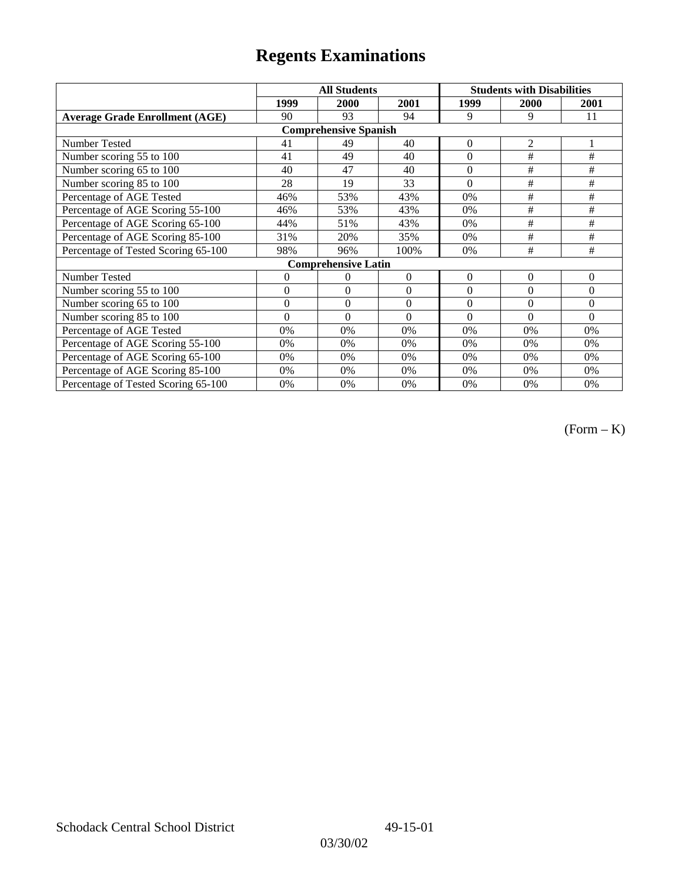# Regents Examinations

| | All Students | | | Students with Disabilities | | |
|---|---|---|---|---|---|---|
| | 1999 | 2000 | 2001 | 1999 | 2000 | 2001 |
| **Average Grade Enrollment (AGE)** | 90 | 93 | 94 | 9 | 9 | 11 |
| **Comprehensive Spanish** | | | | | | |
| Number Tested | 41 | 49 | 40 | 0 | 2 | 1 |
| Number scoring 55 to 100 | 41 | 49 | 40 | 0 | # | # |
| Number scoring 65 to 100 | 40 | 47 | 40 | 0 | # | # |
| Number scoring 85 to 100 | 28 | 19 | 33 | 0 | # | # |
| Percentage of AGE Tested | 46% | 53% | 43% | 0% | # | # |
| Percentage of AGE Scoring 55-100 | 46% | 53% | 43% | 0% | # | # |
| Percentage of AGE Scoring 65-100 | 44% | 51% | 43% | 0% | # | # |
| Percentage of AGE Scoring 85-100 | 31% | 20% | 35% | 0% | # | # |
| Percentage of Tested Scoring 65-100 | 98% | 96% | 100% | 0% | # | # |
| **Comprehensive Latin** | | | | | | |
| Number Tested | 0 | 0 | 0 | 0 | 0 | 0 |
| Number scoring 55 to 100 | 0 | 0 | 0 | 0 | 0 | 0 |
| Number scoring 65 to 100 | 0 | 0 | 0 | 0 | 0 | 0 |
| Number scoring 85 to 100 | 0 | 0 | 0 | 0 | 0 | 0 |
| Percentage of AGE Tested | 0% | 0% | 0% | 0% | 0% | 0% |
| Percentage of AGE Scoring 55-100 | 0% | 0% | 0% | 0% | 0% | 0% |
| Percentage of AGE Scoring 65-100 | 0% | 0% | 0% | 0% | 0% | 0% |
| Percentage of AGE Scoring 85-100 | 0% | 0% | 0% | 0% | 0% | 0% |
| Percentage of Tested Scoring 65-100 | 0% | 0% | 0% | 0% | 0% | 0% |

(Form – K)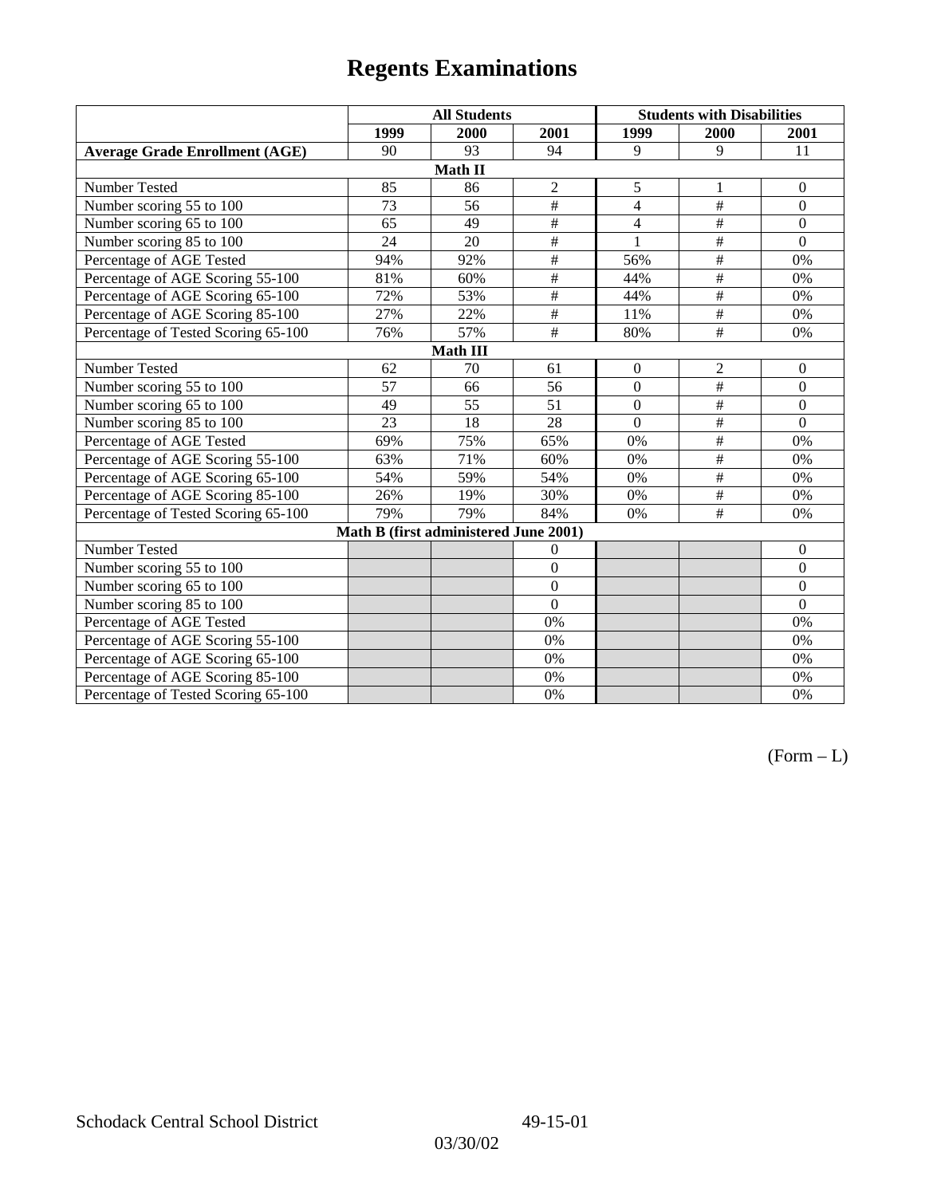# Regents Examinations

| | All Students | | | Students with Disabilities | | |
|---|---|---|---|---|---|---|
| | 1999 | 2000 | 2001 | 1999 | 2000 | 2001 |
| **Average Grade Enrollment (AGE)** | 90 | 93 | 94 | 9 | 9 | 11 |
| **Math II** | | | | | | |
| Number Tested | 85 | 86 | 2 | 5 | 1 | 0 |
| Number scoring 55 to 100 | 73 | 56 | # | 4 | # | 0 |
| Number scoring 65 to 100 | 65 | 49 | # | 4 | # | 0 |
| Number scoring 85 to 100 | 24 | 20 | # | 1 | # | 0 |
| Percentage of AGE Tested | 94% | 92% | # | 56% | # | 0% |
| Percentage of AGE Scoring 55-100 | 81% | 60% | # | 44% | # | 0% |
| Percentage of AGE Scoring 65-100 | 72% | 53% | # | 44% | # | 0% |
| Percentage of AGE Scoring 85-100 | 27% | 22% | # | 11% | # | 0% |
| Percentage of Tested Scoring 65-100 | 76% | 57% | # | 80% | # | 0% |
| **Math III** | | | | | | |
| Number Tested | 62 | 70 | 61 | 0 | 2 | 0 |
| Number scoring 55 to 100 | 57 | 66 | 56 | 0 | # | 0 |
| Number scoring 65 to 100 | 49 | 55 | 51 | 0 | # | 0 |
| Number scoring 85 to 100 | 23 | 18 | 28 | 0 | # | 0 |
| Percentage of AGE Tested | 69% | 75% | 65% | 0% | # | 0% |
| Percentage of AGE Scoring 55-100 | 63% | 71% | 60% | 0% | # | 0% |
| Percentage of AGE Scoring 65-100 | 54% | 59% | 54% | 0% | # | 0% |
| Percentage of AGE Scoring 85-100 | 26% | 19% | 30% | 0% | # | 0% |
| Percentage of Tested Scoring 65-100 | 79% | 79% | 84% | 0% | # | 0% |
| **Math B (first administered June 2001)** | | | | | | |
| Number Tested | | | 0 | | | 0 |
| Number scoring 55 to 100 | | | 0 | | | 0 |
| Number scoring 65 to 100 | | | 0 | | | 0 |
| Number scoring 85 to 100 | | | 0 | | | 0 |
| Percentage of AGE Tested | | | 0% | | | 0% |
| Percentage of AGE Scoring 55-100 | | | 0% | | | 0% |
| Percentage of AGE Scoring 65-100 | | | 0% | | | 0% |
| Percentage of AGE Scoring 85-100 | | | 0% | | | 0% |
| Percentage of Tested Scoring 65-100 | | | 0% | | | 0% |

(Form – L)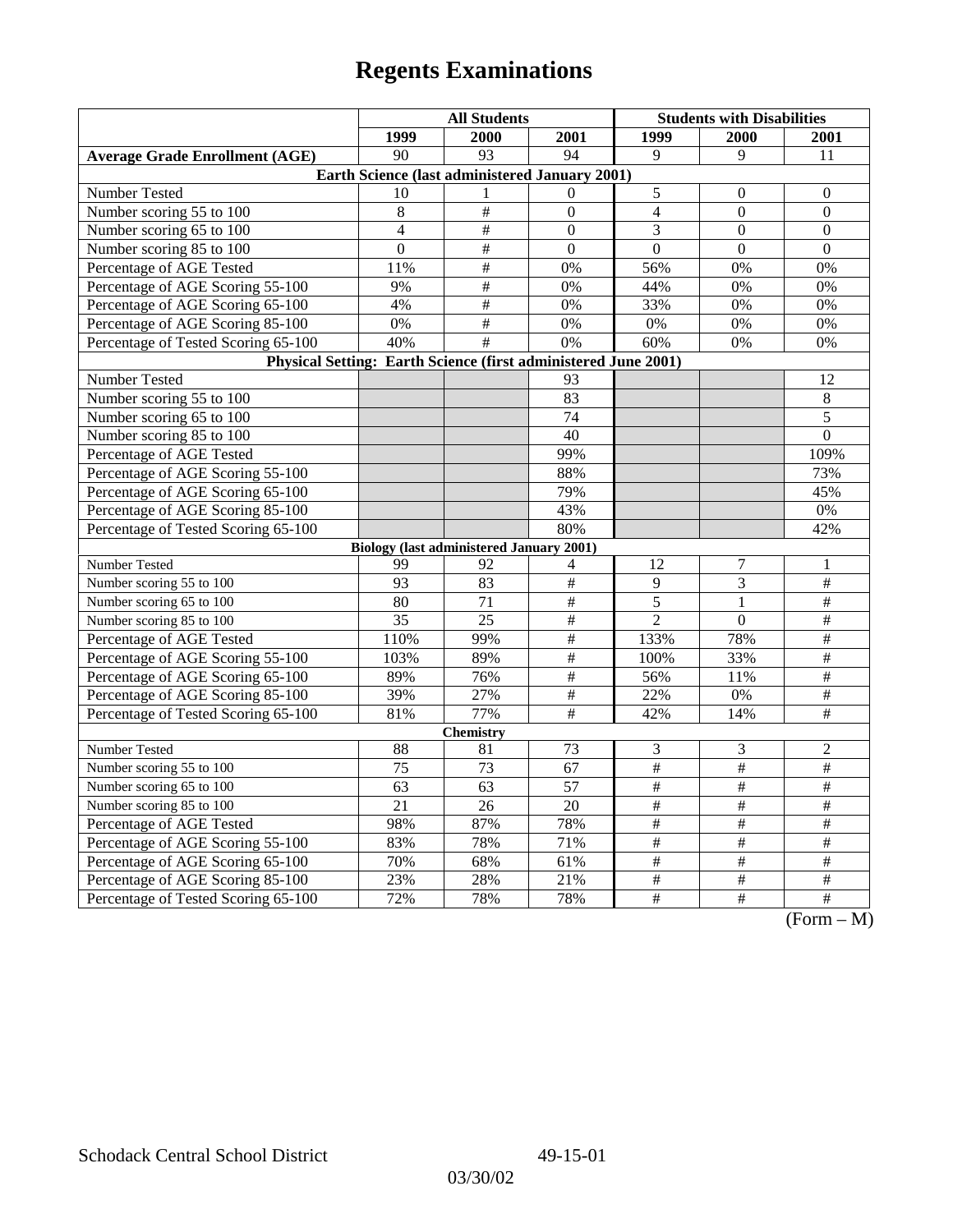# Regents Examinations

| | All Students | | | Students with Disabilities | | |
|---|---|---|---|---|---|---|
| | 1999 | 2000 | 2001 | 1999 | 2000 | 2001 |
| **Average Grade Enrollment (AGE)** | 90 | 93 | 94 | 9 | 9 | 11 |
| **Earth Science (last administered January 2001)** | | | | | | |
| Number Tested | 10 | 1 | 0 | 5 | 0 | 0 |
| Number scoring 55 to 100 | 8 | # | 0 | 4 | 0 | 0 |
| Number scoring 65 to 100 | 4 | # | 0 | 3 | 0 | 0 |
| Number scoring 85 to 100 | 0 | # | 0 | 0 | 0 | 0 |
| Percentage of AGE Tested | 11% | # | 0% | 56% | 0% | 0% |
| Percentage of AGE Scoring 55-100 | 9% | # | 0% | 44% | 0% | 0% |
| Percentage of AGE Scoring 65-100 | 4% | # | 0% | 33% | 0% | 0% |
| Percentage of AGE Scoring 85-100 | 0% | # | 0% | 0% | 0% | 0% |
| Percentage of Tested Scoring 65-100 | 40% | # | 0% | 60% | 0% | 0% |
| **Physical Setting: Earth Science (first administered June 2001)** | | | | | | |
| Number Tested | | | 93 | | | 12 |
| Number scoring 55 to 100 | | | 83 | | | 8 |
| Number scoring 65 to 100 | | | 74 | | | 5 |
| Number scoring 85 to 100 | | | 40 | | | 0 |
| Percentage of AGE Tested | | | 99% | | | 109% |
| Percentage of AGE Scoring 55-100 | | | 88% | | | 73% |
| Percentage of AGE Scoring 65-100 | | | 79% | | | 45% |
| Percentage of AGE Scoring 85-100 | | | 43% | | | 0% |
| Percentage of Tested Scoring 65-100 | | | 80% | | | 42% |
| **Biology (last administered January 2001)** | | | | | | |
| Number Tested | 99 | 92 | 4 | 12 | 7 | 1 |
| Number scoring 55 to 100 | 93 | 83 | # | 9 | 3 | # |
| Number scoring 65 to 100 | 80 | 71 | # | 5 | 1 | # |
| Number scoring 85 to 100 | 35 | 25 | # | 2 | 0 | # |
| Percentage of AGE Tested | 110% | 99% | # | 133% | 78% | # |
| Percentage of AGE Scoring 55-100 | 103% | 89% | # | 100% | 33% | # |
| Percentage of AGE Scoring 65-100 | 89% | 76% | # | 56% | 11% | # |
| Percentage of AGE Scoring 85-100 | 39% | 27% | # | 22% | 0% | # |
| Percentage of Tested Scoring 65-100 | 81% | 77% | # | 42% | 14% | # |
| **Chemistry** | | | | | | |
| Number Tested | 88 | 81 | 73 | 3 | 3 | 2 |
| Number scoring 55 to 100 | 75 | 73 | 67 | # | # | # |
| Number scoring 65 to 100 | 63 | 63 | 57 | # | # | # |
| Number scoring 85 to 100 | 21 | 26 | 20 | # | # | # |
| Percentage of AGE Tested | 98% | 87% | 78% | # | # | # |
| Percentage of AGE Scoring 55-100 | 83% | 78% | 71% | # | # | # |
| Percentage of AGE Scoring 65-100 | 70% | 68% | 61% | # | # | # |
| Percentage of AGE Scoring 85-100 | 23% | 28% | 21% | # | # | # |
| Percentage of Tested Scoring 65-100 | 72% | 78% | 78% | # | # | # |

(Form – M)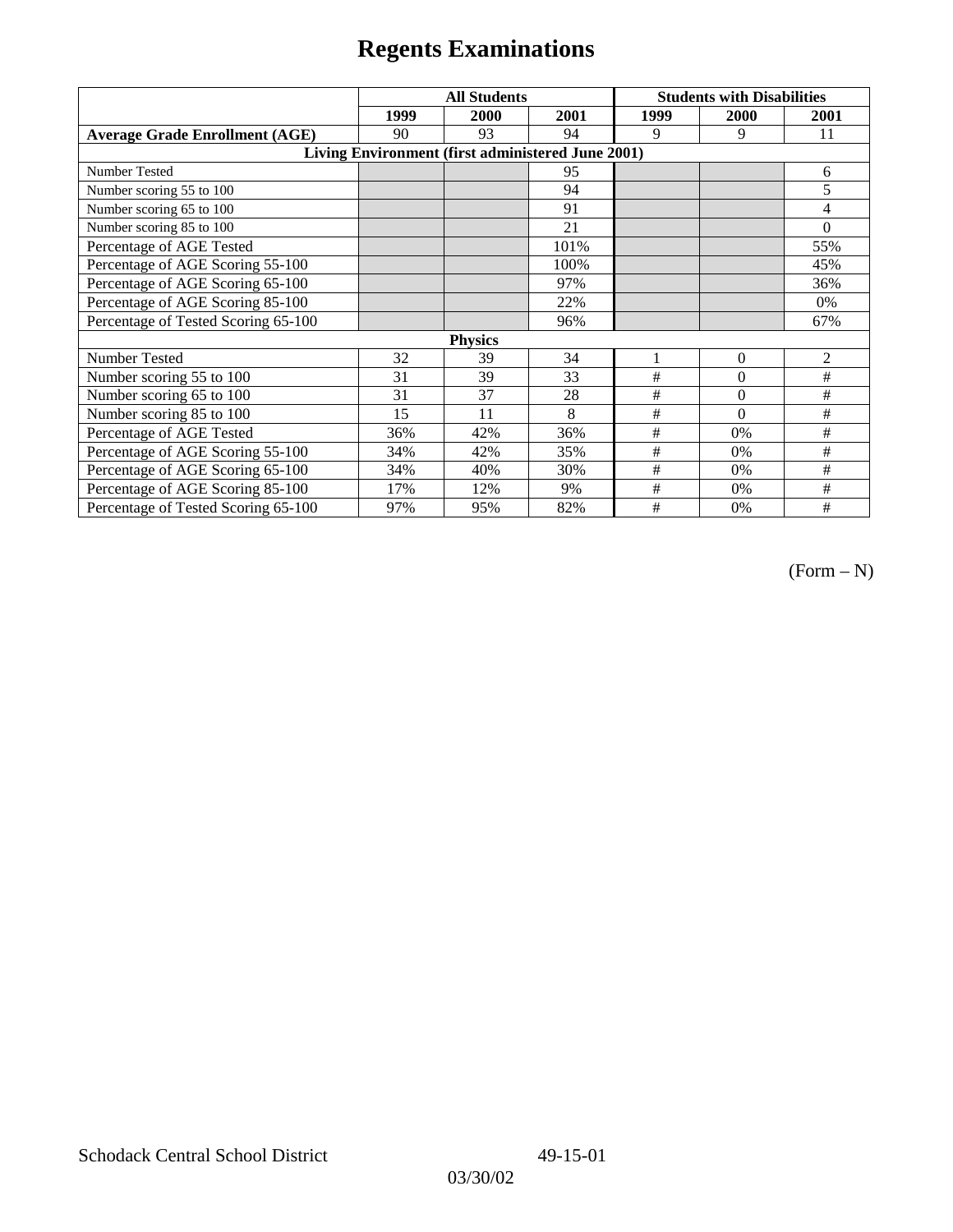# Regents Examinations

| | All Students | | | Students with Disabilities | | |
|---|---|---|---|---|---|---|
| | 1999 | 2000 | 2001 | 1999 | 2000 | 2001 |
| **Average Grade Enrollment (AGE)** | 90 | 93 | 94 | 9 | 9 | 11 |
| **Living Environment (first administered June 2001)** | | | | | | |
| Number Tested | | | 95 | | | 6 |
| Number scoring 55 to 100 | | | 94 | | | 5 |
| Number scoring 65 to 100 | | | 91 | | | 4 |
| Number scoring 85 to 100 | | | 21 | | | 0 |
| Percentage of AGE Tested | | | 101% | | | 55% |
| Percentage of AGE Scoring 55-100 | | | 100% | | | 45% |
| Percentage of AGE Scoring 65-100 | | | 97% | | | 36% |
| Percentage of AGE Scoring 85-100 | | | 22% | | | 0% |
| Percentage of Tested Scoring 65-100 | | | 96% | | | 67% |
| **Physics** | | | | | | |
| Number Tested | 32 | 39 | 34 | 1 | 0 | 2 |
| Number scoring 55 to 100 | 31 | 39 | 33 | # | 0 | # |
| Number scoring 65 to 100 | 31 | 37 | 28 | # | 0 | # |
| Number scoring 85 to 100 | 15 | 11 | 8 | # | 0 | # |
| Percentage of AGE Tested | 36% | 42% | 36% | # | 0% | # |
| Percentage of AGE Scoring 55-100 | 34% | 42% | 35% | # | 0% | # |
| Percentage of AGE Scoring 65-100 | 34% | 40% | 30% | # | 0% | # |
| Percentage of AGE Scoring 85-100 | 17% | 12% | 9% | # | 0% | # |
| Percentage of Tested Scoring 65-100 | 97% | 95% | 82% | # | 0% | # |

(Form – N)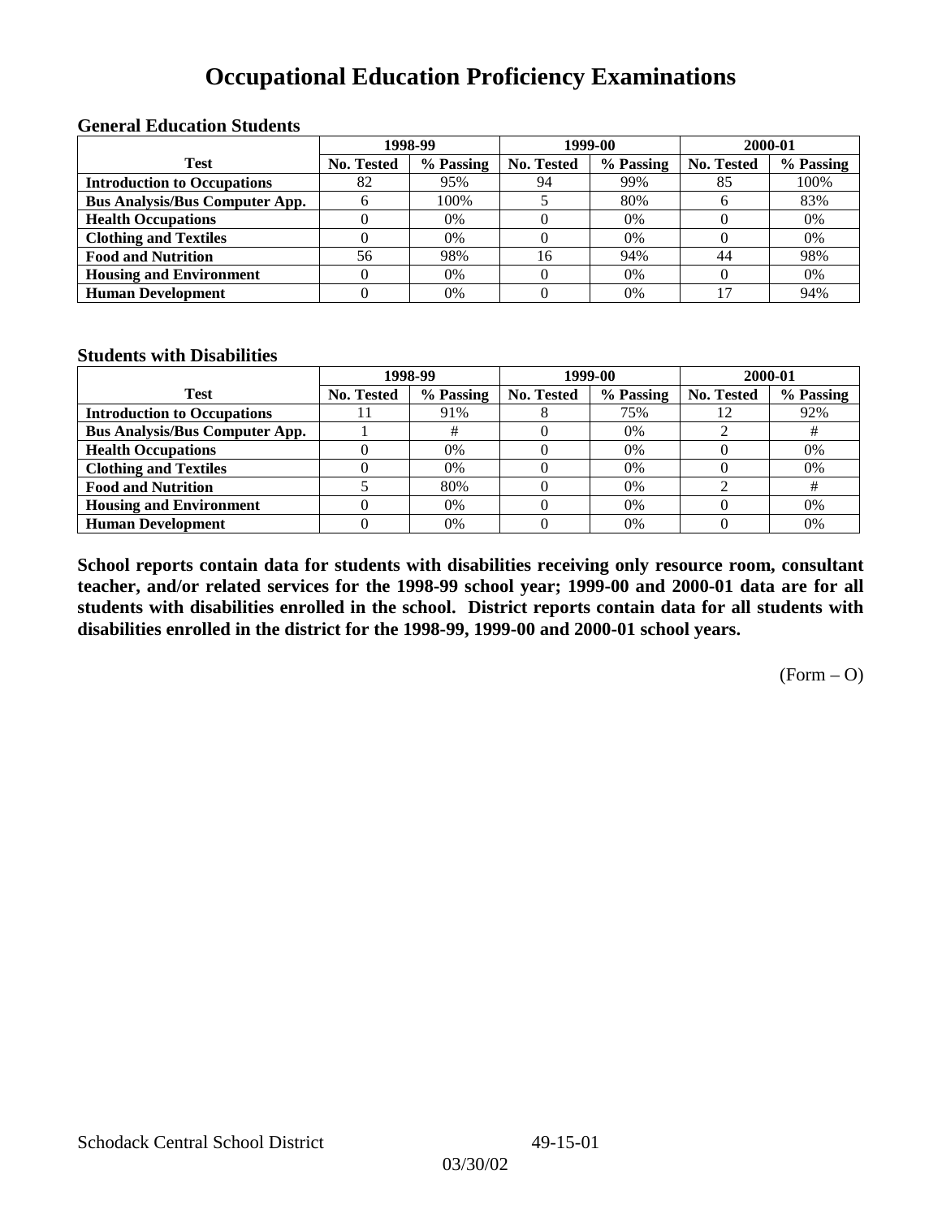# Occupational Education Proficiency Examinations

### General Education Students

| Test | 1998-99 | | 1999-00 | | 2000-01 | |
|---|---|---|---|---|---|---|
| | No. Tested | % Passing | No. Tested | % Passing | No. Tested | % Passing |
| **Introduction to Occupations** | 82 | 95% | 94 | 99% | 85 | 100% |
| **Bus Analysis/Bus Computer App.** | 6 | 100% | 5 | 80% | 6 | 83% |
| **Health Occupations** | 0 | 0% | 0 | 0% | 0 | 0% |
| **Clothing and Textiles** | 0 | 0% | 0 | 0% | 0 | 0% |
| **Food and Nutrition** | 56 | 98% | 16 | 94% | 44 | 98% |
| **Housing and Environment** | 0 | 0% | 0 | 0% | 0 | 0% |
| **Human Development** | 0 | 0% | 0 | 0% | 17 | 94% |

### Students with Disabilities

| Test | 1998-99 | | 1999-00 | | 2000-01 | |
|---|---|---|---|---|---|---|
| | No. Tested | % Passing | No. Tested | % Passing | No. Tested | % Passing |
| **Introduction to Occupations** | 11 | 91% | 8 | 75% | 12 | 92% |
| **Bus Analysis/Bus Computer App.** | 1 | # | 0 | 0% | 2 | # |
| **Health Occupations** | 0 | 0% | 0 | 0% | 0 | 0% |
| **Clothing and Textiles** | 0 | 0% | 0 | 0% | 0 | 0% |
| **Food and Nutrition** | 5 | 80% | 0 | 0% | 2 | # |
| **Housing and Environment** | 0 | 0% | 0 | 0% | 0 | 0% |
| **Human Development** | 0 | 0% | 0 | 0% | 0 | 0% |

**School reports contain data for students with disabilities receiving only resource room, consultant teacher, and/or related services for the 1998-99 school year; 1999-00 and 2000-01 data are for all students with disabilities enrolled in the school. District reports contain data for all students with disabilities enrolled in the district for the 1998-99, 1999-00 and 2000-01 school years.**

(Form – O)

Schodack Central School District 49-15-01

03/30/02